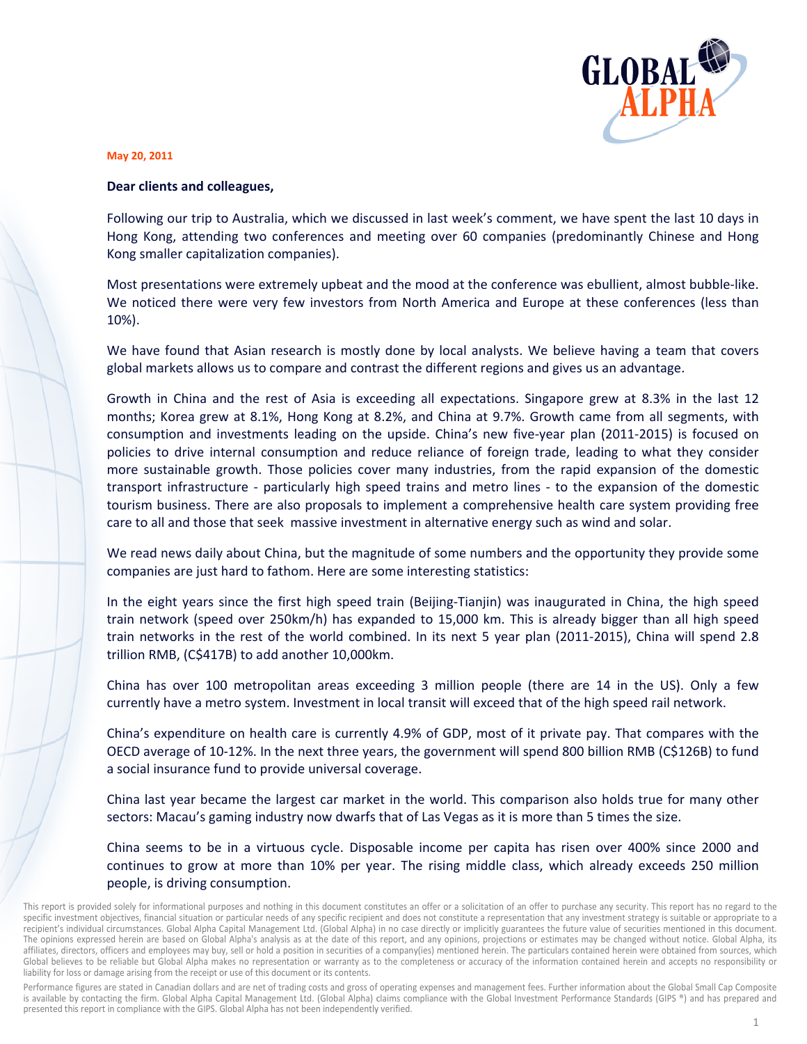**May 20, 2011**

**Dear clients and colleagues,**

Following our trip to Australia, which we discussed in last week's comment, we have spent the last 10 days in Hong Kong, attending two conferences and meeting over 60 companies (predominantly Chinese and Hong Kong smaller capitalization companies).

Most presentations were extremely upbeat and the mood at the conference was ebullient, almost bubble-like. We noticed there were very few investors from North America and Europe at these conferences (less than 10%).

We have found that Asian research is mostly done by local analysts. We believe having a team that covers global markets allows us to compare and contrast the different regions and gives us an advantage.

Growth in China and the rest of Asia is exceeding all expectations. Singapore grew at 8.3% in the last 12 months; Korea grew at 8.1%, Hong Kong at 8.2%, and China at 9.7%. Growth came from all segments, with consumption and investments leading on the upside. China's new five-year plan (2011-2015) is focused on policies to drive internal consumption and reduce reliance of foreign trade, leading to what they consider more sustainable growth. Those policies cover many industries, from the rapid expansion of the domestic transport infrastructure - particularly high speed trains and metro lines - to the expansion of the domestic tourism business. There are also proposals to implement a comprehensive health care system providing free care to all and those that seek massive investment in alternative energy such as wind and solar.

We read news daily about China, but the magnitude of some numbers and the opportunity they provide some companies are just hard to fathom. Here are some interesting statistics:

In the eight years since the first high speed train (Beijing-Tianjin) was inaugurated in China, the high speed train network (speed over 250km/h) has expanded to 15,000 km. This is already bigger than all high speed train networks in the rest of the world combined. In its next 5 year plan (2011-2015), China will spend 2.8 trillion RMB, (C$417B) to add another 10,000km.

China has over 100 metropolitan areas exceeding 3 million people (there are 14 in the US). Only a few currently have a metro system. Investment in local transit will exceed that of the high speed rail network.

China's expenditure on health care is currently 4.9% of GDP, most of it private pay. That compares with the OECD average of 10-12%. In the next three years, the government will spend 800 billion RMB (C$126B) to fund a social insurance fund to provide universal coverage.

China last year became the largest car market in the world. This comparison also holds true for many other sectors: Macau's gaming industry now dwarfs that of Las Vegas as it is more than 5 times the size.

China seems to be in a virtuous cycle. Disposable income per capita has risen over 400% since 2000 and continues to grow at more than 10% per year. The rising middle class, which already exceeds 250 million people, is driving consumption.

This report is provided solely for informational purposes and nothing in this document constitutes an offer or a solicitation of an offer to purchase any security. This report has no regard to the specific investment objectives, financial situation or particular needs of any specific recipient and does not constitute a representation that any investment strategy is suitable or appropriate to a recipient's individual circumstances. Global Alpha Capital Management Ltd. (Global Alpha) in no case directly or implicitly guarantees the future value of securities mentioned in this document. The opinions expressed herein are based on Global Alpha's analysis as at the date of this report, and any opinions, projections or estimates may be changed without notice. Global Alpha, its affiliates, directors, officers and employees may buy, sell or hold a position in securities of a company(ies) mentioned herein. The particulars contained herein were obtained from sources, which Global believes to be reliable but Global Alpha makes no representation or warranty as to the completeness or accuracy of the information contained herein and accepts no responsibility or liability for loss or damage arising from the receipt or use of this document or its contents.

Performance figures are stated in Canadian dollars and are net of trading costs and gross of operating expenses and management fees. Further information about the Global Small Cap Composite is available by contacting the firm. Global Alpha Capital Management Ltd. (Global Alpha) claims compliance with the Global Investment Performance Standards (GIPS ®) and has prepared and presented this report in compliance with the GIPS. Global Alpha has not been independently verified.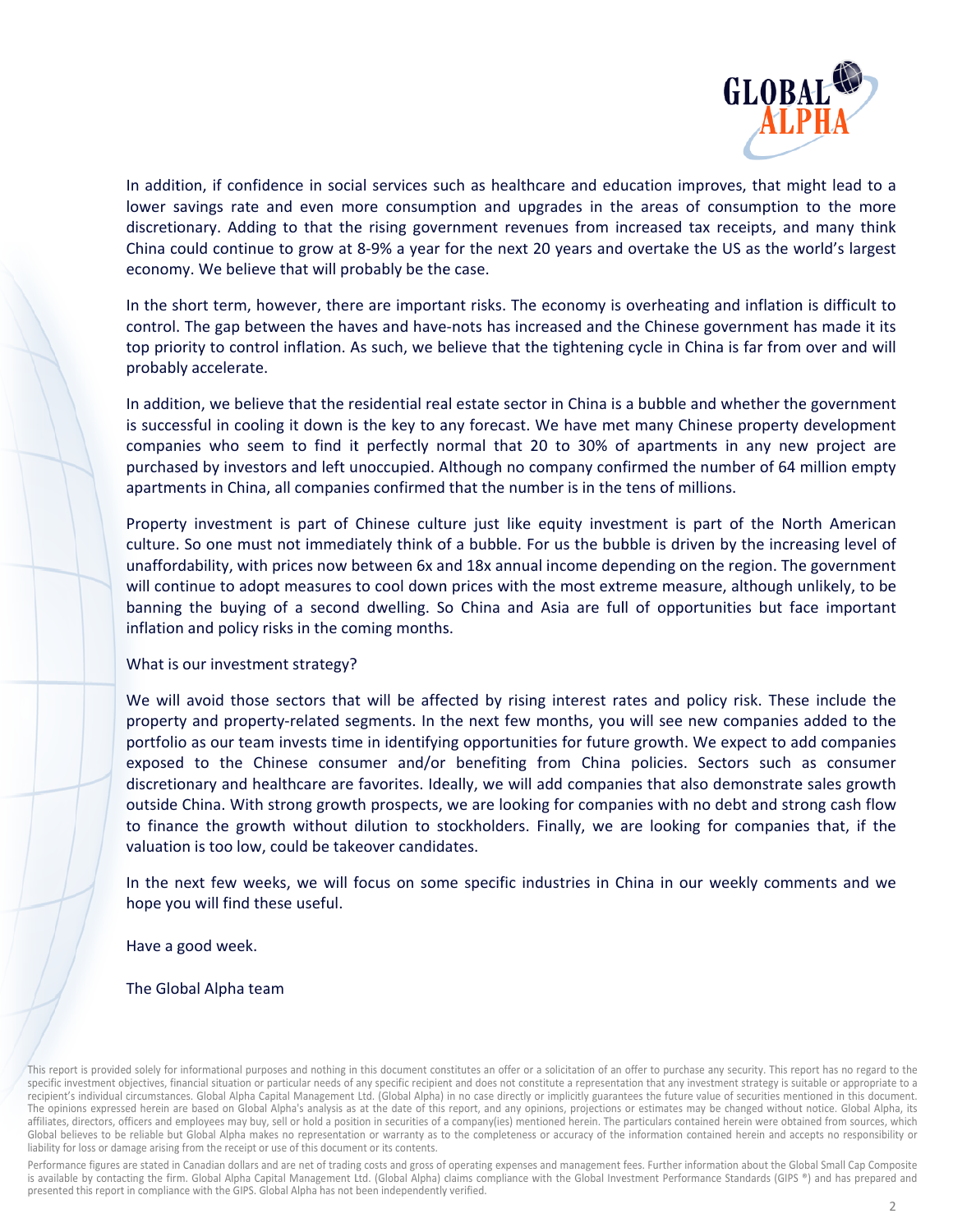In addition, if confidence in social services such as healthcare and education improves, that might lead to a lower savings rate and even more consumption and upgrades in the areas of consumption to the more discretionary. Adding to that the rising government revenues from increased tax receipts, and many think China could continue to grow at 8-9% a year for the next 20 years and overtake the US as the world's largest economy. We believe that will probably be the case.

In the short term, however, there are important risks. The economy is overheating and inflation is difficult to control. The gap between the haves and have-nots has increased and the Chinese government has made it its top priority to control inflation. As such, we believe that the tightening cycle in China is far from over and will probably accelerate.

In addition, we believe that the residential real estate sector in China is a bubble and whether the government is successful in cooling it down is the key to any forecast. We have met many Chinese property development companies who seem to find it perfectly normal that 20 to 30% of apartments in any new project are purchased by investors and left unoccupied. Although no company confirmed the number of 64 million empty apartments in China, all companies confirmed that the number is in the tens of millions.

Property investment is part of Chinese culture just like equity investment is part of the North American culture. So one must not immediately think of a bubble. For us the bubble is driven by the increasing level of unaffordability, with prices now between 6x and 18x annual income depending on the region. The government will continue to adopt measures to cool down prices with the most extreme measure, although unlikely, to be banning the buying of a second dwelling. So China and Asia are full of opportunities but face important inflation and policy risks in the coming months.

What is our investment strategy?

We will avoid those sectors that will be affected by rising interest rates and policy risk. These include the property and property-related segments. In the next few months, you will see new companies added to the portfolio as our team invests time in identifying opportunities for future growth. We expect to add companies exposed to the Chinese consumer and/or benefiting from China policies. Sectors such as consumer discretionary and healthcare are favorites. Ideally, we will add companies that also demonstrate sales growth outside China. With strong growth prospects, we are looking for companies with no debt and strong cash flow to finance the growth without dilution to stockholders. Finally, we are looking for companies that, if the valuation is too low, could be takeover candidates.

In the next few weeks, we will focus on some specific industries in China in our weekly comments and we hope you will find these useful.

Have a good week.

The Global Alpha team

This report is provided solely for informational purposes and nothing in this document constitutes an offer or a solicitation of an offer to purchase any security. This report has no regard to the specific investment objectives, financial situation or particular needs of any specific recipient and does not constitute a representation that any investment strategy is suitable or appropriate to a recipient's individual circumstances. Global Alpha Capital Management Ltd. (Global Alpha) in no case directly or implicitly guarantees the future value of securities mentioned in this document. The opinions expressed herein are based on Global Alpha's analysis as at the date of this report, and any opinions, projections or estimates may be changed without notice. Global Alpha, its affiliates, directors, officers and employees may buy, sell or hold a position in securities of a company(ies) mentioned herein. The particulars contained herein were obtained from sources, which Global believes to be reliable but Global Alpha makes no representation or warranty as to the completeness or accuracy of the information contained herein and accepts no responsibility or liability for loss or damage arising from the receipt or use of this document or its contents.

Performance figures are stated in Canadian dollars and are net of trading costs and gross of operating expenses and management fees. Further information about the Global Small Cap Composite is available by contacting the firm. Global Alpha Capital Management Ltd. (Global Alpha) claims compliance with the Global Investment Performance Standards (GIPS ®) and has prepared and presented this report in compliance with the GIPS. Global Alpha has not been independently verified.